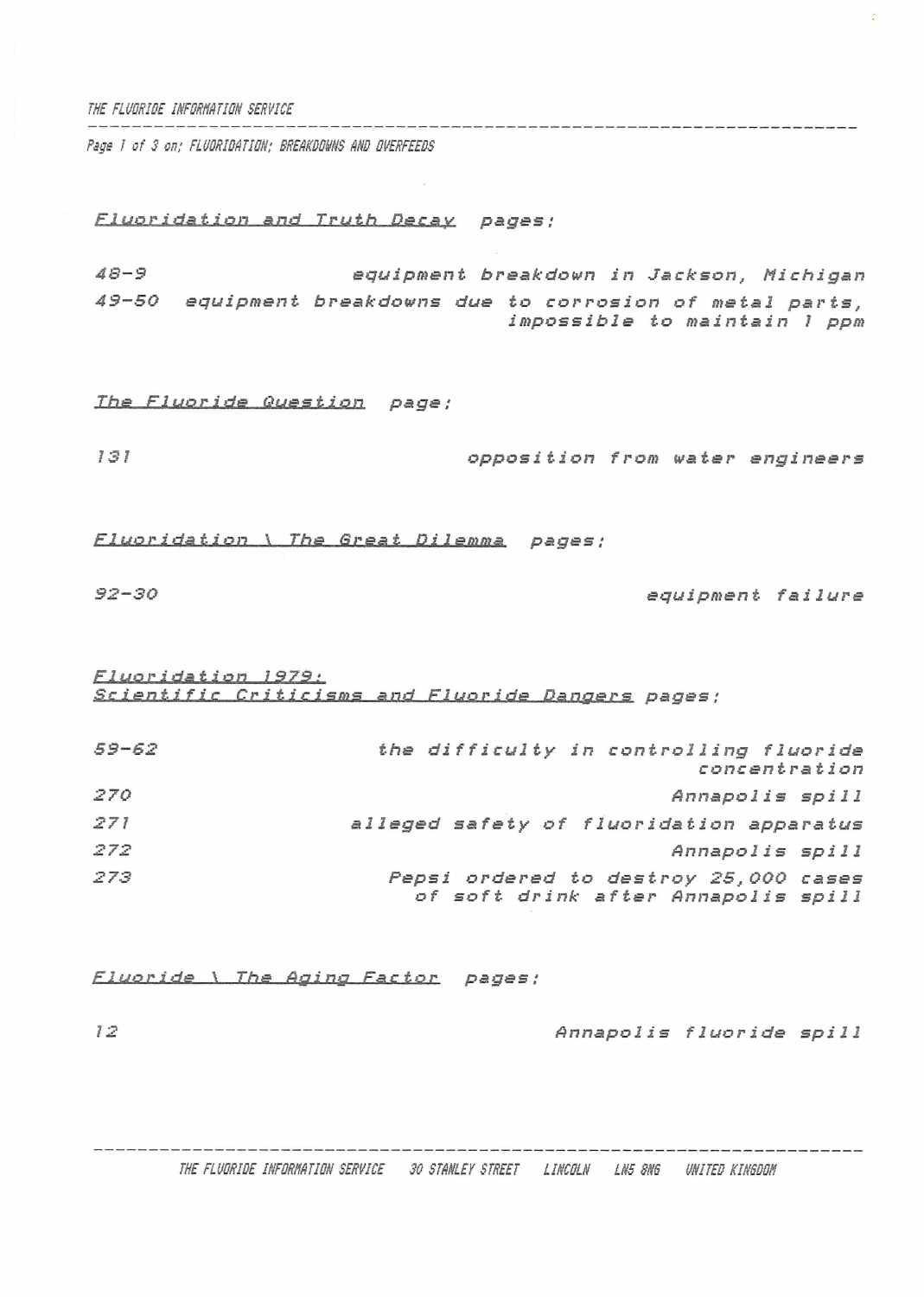THE FLUORIDE INFORMATION SERVICE

Page 1 of 3 on: FLUORIDATION; BREAKDOWNS AND OVERFEEDS

*Fluoridation and Truth Decay* pages:

| | |
|---|---|
| 48-9 | equipment breakdown in Jackson, Michigan |
| 49-50 | equipment breakdowns due to corrosion of metal parts, impossible to maintain 1 ppm |

*The Fluoride Question* page:

| | |
|---|---|
| 131 | opposition from water engineers |

*Fluoridation \ The Great Dilemma* pages:

| | |
|---|---|
| 92-30 | equipment failure |

*Fluoridation 1979: Scientific Criticisms and Fluoride Dangers* pages:

| | |
|---|---|
| 59-62 | the difficulty in controlling fluoride concentration |
| 270 | Annapolis spill |
| 271 | alleged safety of fluoridation apparatus |
| 272 | Annapolis spill |
| 273 | Pepsi ordered to destroy 25,000 cases of soft drink after Annapolis spill |

*Fluoride \ The Aging Factor* pages:

| | |
|---|---|
| 12 | Annapolis fluoride spill |

THE FLUORIDE INFORMATION SERVICE 30 STANLEY STREET LINCOLN LN5 8NG UNITED KINGDOM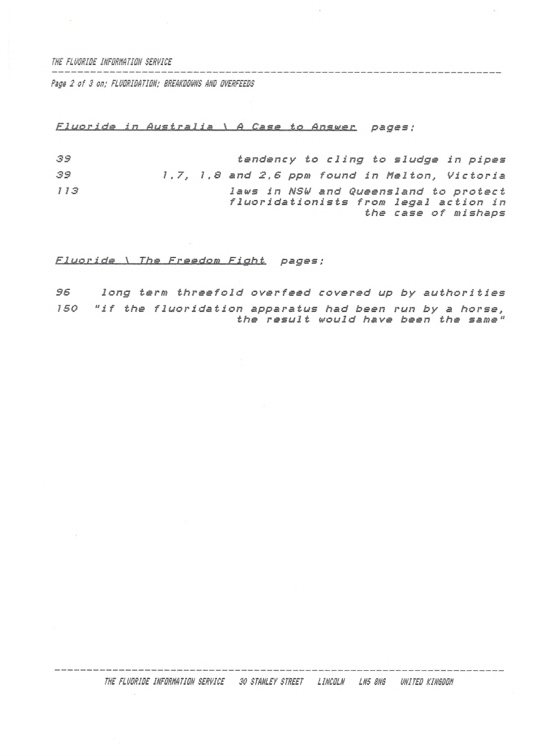<u>Fluoride in Australia \ A Case to Answer</u> pages:

| | |
|---|---|
| 39 | tendency to cling to sludge in pipes |
| 39 | 1.7, 1.8 and 2.6 ppm found in Melton, Victoria |
| 113 | laws in NSW and Queensland to protect fluoridationists from legal action in the case of mishaps |

<u>Fluoride \ The Freedom Fight</u> pages;

| | |
|---|---|
| 96 | long term threefold overfeed covered up by authorities |
| 150 | "if the fluoridation apparatus had been run by a horse, the result would have been the same" |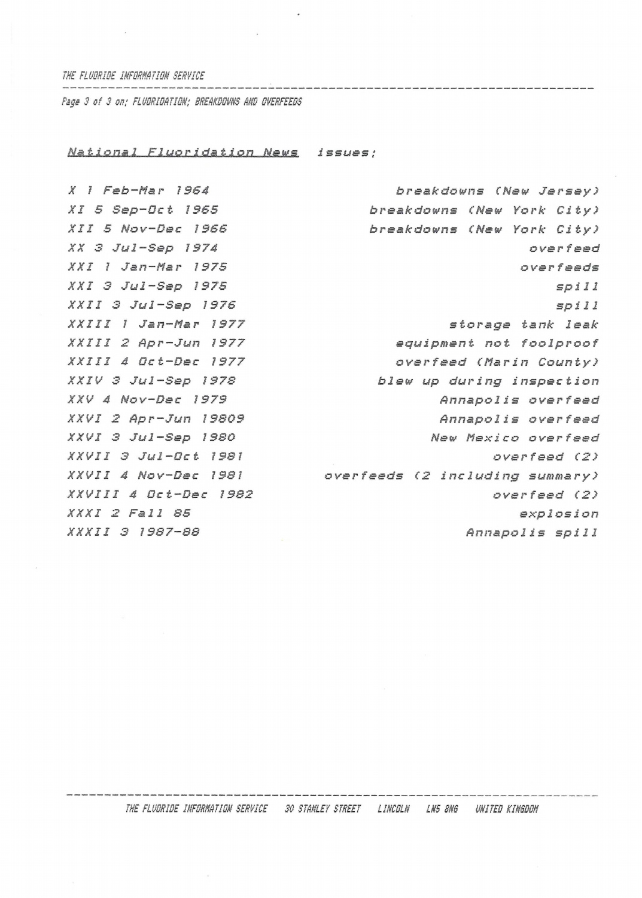*National Fluoridation News* issues:

| | |
|---|---|
| X 1 Feb-Mar 1964 | breakdowns (New Jersey) |
| XI 5 Sep-Oct 1965 | breakdowns (New York City) |
| XII 5 Nov-Dec 1966 | breakdowns (New York City) |
| XX 3 Jul-Sep 1974 | overfeed |
| XXI 1 Jan-Mar 1975 | overfeeds |
| XXI 3 Jul-Sep 1975 | spill |
| XXII 3 Jul-Sep 1976 | spill |
| XXIII 1 Jan-Mar 1977 | storage tank leak |
| XXIII 2 Apr-Jun 1977 | equipment not foolproof |
| XXIII 4 Oct-Dec 1977 | overfeed (Marin County) |
| XXIV 3 Jul-Sep 1978 | blew up during inspection |
| XXV 4 Nov-Dec 1979 | Annapolis overfeed |
| XXVI 2 Apr-Jun 19809 | Annapolis overfeed |
| XXVI 3 Jul-Sep 1980 | New Mexico overfeed |
| XXVII 3 Jul-Oct 1981 | overfeed (2) |
| XXVII 4 Nov-Dec 1981 | overfeeds (2 including summary) |
| XXVIII 4 Oct-Dec 1982 | overfeed (2) |
| XXXI 2 Fall 85 | explosion |
| XXXII 3 1987-88 | Annapolis spill |